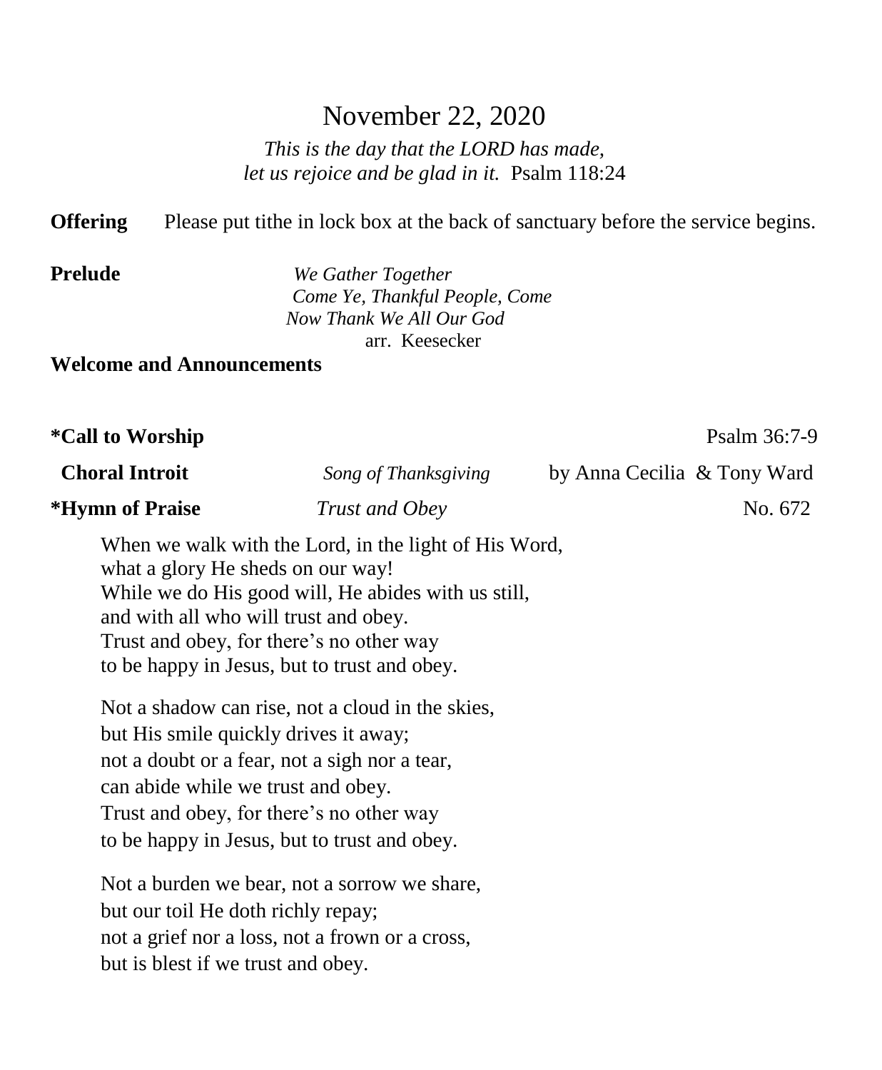# November 22, 2020

*This is the day that the LORD has made,*
*let us rejoice and be glad in it.* Psalm 118:24

**Offering** Please put tithe in lock box at the back of sanctuary before the service begins.

**Prelude** *We Gather Together*
*Come Ye, Thankful People, Come*
*Now Thank We All Our God*
arr. Keesecker

**Welcome and Announcements**

**\*Call to Worship** Psalm 36:7-9

**Choral Introit** *Song of Thanksgiving* by Anna Cecilia & Tony Ward

**\*Hymn of Praise** *Trust and Obey* No. 672

When we walk with the Lord, in the light of His Word,
what a glory He sheds on our way!
While we do His good will, He abides with us still,
and with all who will trust and obey.
Trust and obey, for there's no other way
to be happy in Jesus, but to trust and obey.

Not a shadow can rise, not a cloud in the skies,
but His smile quickly drives it away;
not a doubt or a fear, not a sigh nor a tear,
can abide while we trust and obey.
Trust and obey, for there's no other way
to be happy in Jesus, but to trust and obey.

Not a burden we bear, not a sorrow we share,
but our toil He doth richly repay;
not a grief nor a loss, not a frown or a cross,
but is blest if we trust and obey.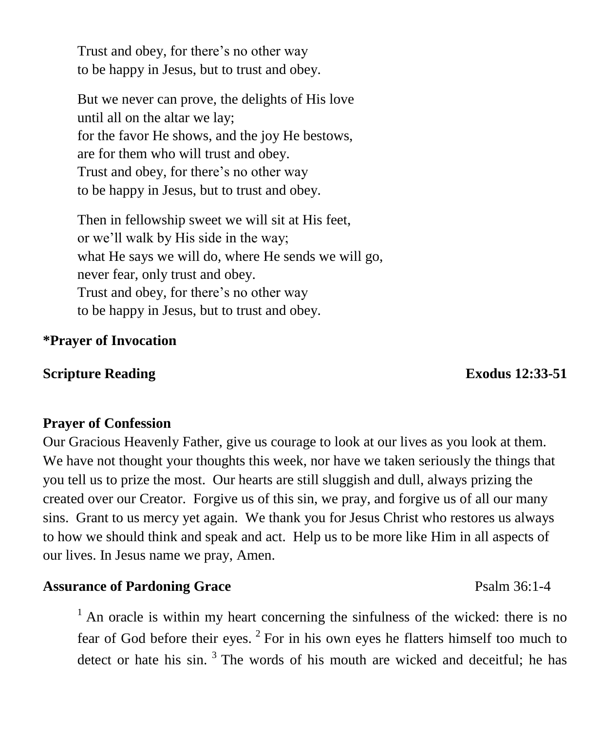Trust and obey, for there's no other way
to be happy in Jesus, but to trust and obey.

But we never can prove, the delights of His love
until all on the altar we lay;
for the favor He shows, and the joy He bestows,
are for them who will trust and obey.
Trust and obey, for there's no other way
to be happy in Jesus, but to trust and obey.

Then in fellowship sweet we will sit at His feet,
or we'll walk by His side in the way;
what He says we will do, where He sends we will go,
never fear, only trust and obey.
Trust and obey, for there's no other way
to be happy in Jesus, but to trust and obey.

**\*Prayer of Invocation**

**Scripture Reading** **Exodus 12:33-51**

**Prayer of Confession**

Our Gracious Heavenly Father, give us courage to look at our lives as you look at them. We have not thought your thoughts this week, nor have we taken seriously the things that you tell us to prize the most. Our hearts are still sluggish and dull, always prizing the created over our Creator. Forgive us of this sin, we pray, and forgive us of all our many sins. Grant to us mercy yet again. We thank you for Jesus Christ who restores us always to how we should think and speak and act. Help us to be more like Him in all aspects of our lives. In Jesus name we pray, Amen.

**Assurance of Pardoning Grace** Psalm 36:1-4

[1] An oracle is within my heart concerning the sinfulness of the wicked: there is no fear of God before their eyes. [2] For in his own eyes he flatters himself too much to detect or hate his sin. [3] The words of his mouth are wicked and deceitful; he has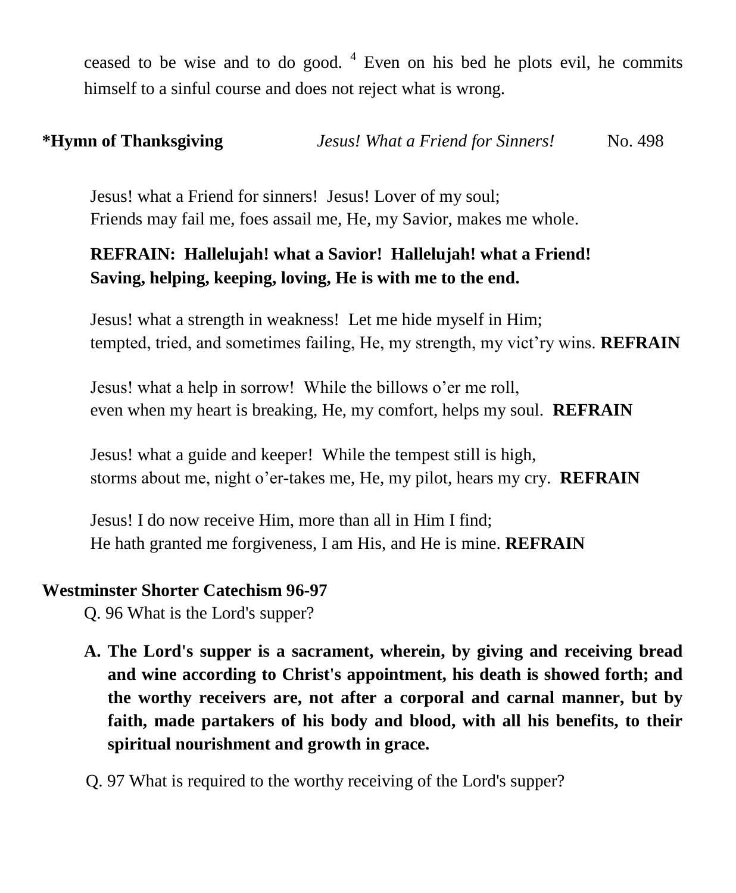ceased to be wise and to do good. [4] Even on his bed he plots evil, he commits himself to a sinful course and does not reject what is wrong.

**\*Hymn of Thanksgiving** *Jesus! What a Friend for Sinners!* No. 498

Jesus! what a Friend for sinners! Jesus! Lover of my soul;
Friends may fail me, foes assail me, He, my Savior, makes me whole.

**REFRAIN: Hallelujah! what a Savior! Hallelujah! what a Friend!**
**Saving, helping, keeping, loving, He is with me to the end.**

Jesus! what a strength in weakness! Let me hide myself in Him;
tempted, tried, and sometimes failing, He, my strength, my vict'ry wins. **REFRAIN**

Jesus! what a help in sorrow! While the billows o'er me roll,
even when my heart is breaking, He, my comfort, helps my soul. **REFRAIN**

Jesus! what a guide and keeper! While the tempest still is high,
storms about me, night o'er-takes me, He, my pilot, hears my cry. **REFRAIN**

Jesus! I do now receive Him, more than all in Him I find;
He hath granted me forgiveness, I am His, and He is mine. **REFRAIN**

**Westminster Shorter Catechism 96-97**

Q. 96 What is the Lord's supper?

**A. The Lord's supper is a sacrament, wherein, by giving and receiving bread and wine according to Christ's appointment, his death is showed forth; and the worthy receivers are, not after a corporal and carnal manner, but by faith, made partakers of his body and blood, with all his benefits, to their spiritual nourishment and growth in grace.**

Q. 97 What is required to the worthy receiving of the Lord's supper?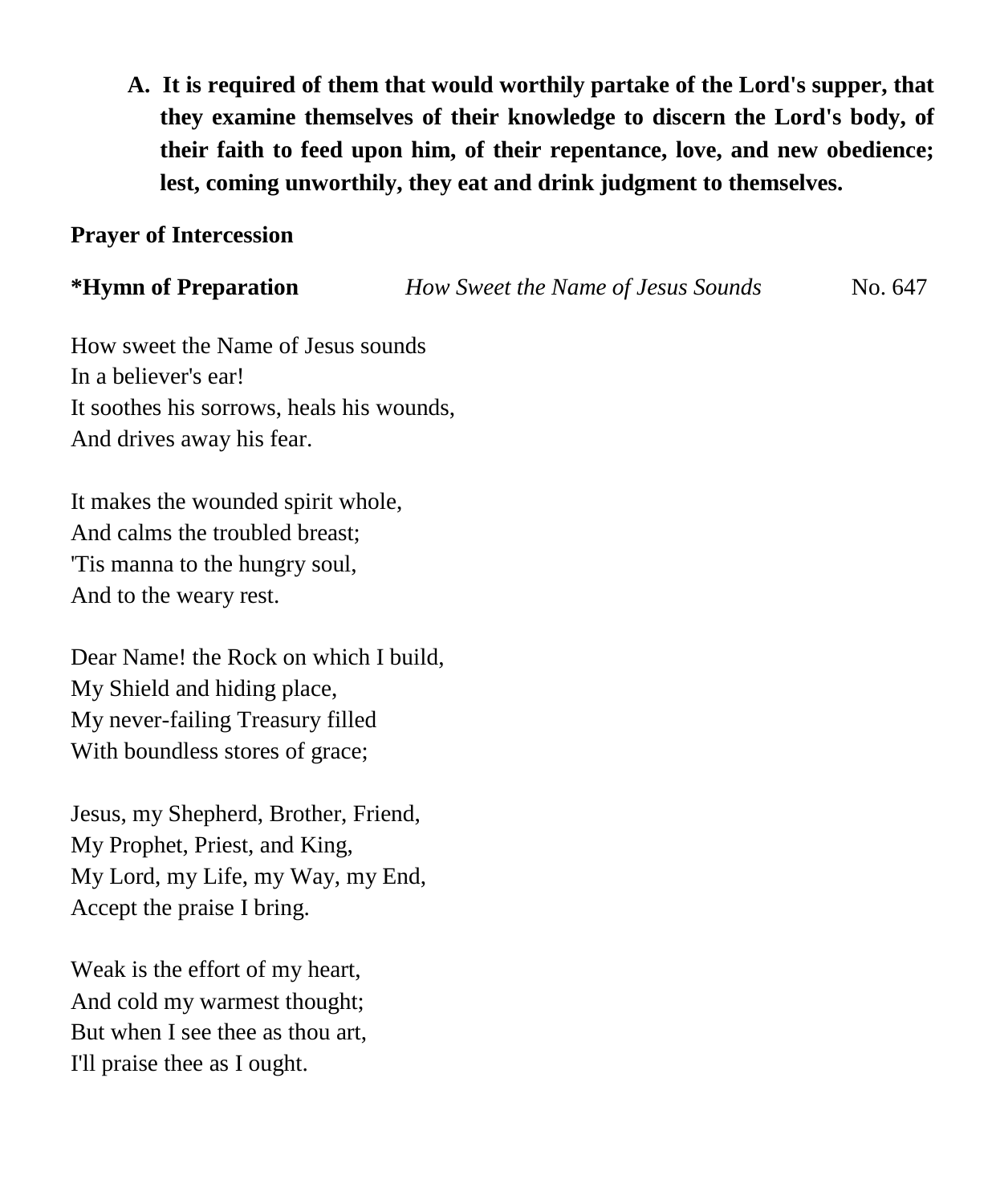**A. It is required of them that would worthily partake of the Lord's supper, that they examine themselves of their knowledge to discern the Lord's body, of their faith to feed upon him, of their repentance, love, and new obedience; lest, coming unworthily, they eat and drink judgment to themselves.**

**Prayer of Intercession**

**\*Hymn of Preparation** *How Sweet the Name of Jesus Sounds* No. 647

How sweet the Name of Jesus sounds  
In a believer's ear!  
It soothes his sorrows, heals his wounds,  
And drives away his fear.

It makes the wounded spirit whole,  
And calms the troubled breast;  
'Tis manna to the hungry soul,  
And to the weary rest.

Dear Name! the Rock on which I build,  
My Shield and hiding place,  
My never-failing Treasury filled  
With boundless stores of grace;

Jesus, my Shepherd, Brother, Friend,  
My Prophet, Priest, and King,  
My Lord, my Life, my Way, my End,  
Accept the praise I bring.

Weak is the effort of my heart,  
And cold my warmest thought;  
But when I see thee as thou art,  
I'll praise thee as I ought.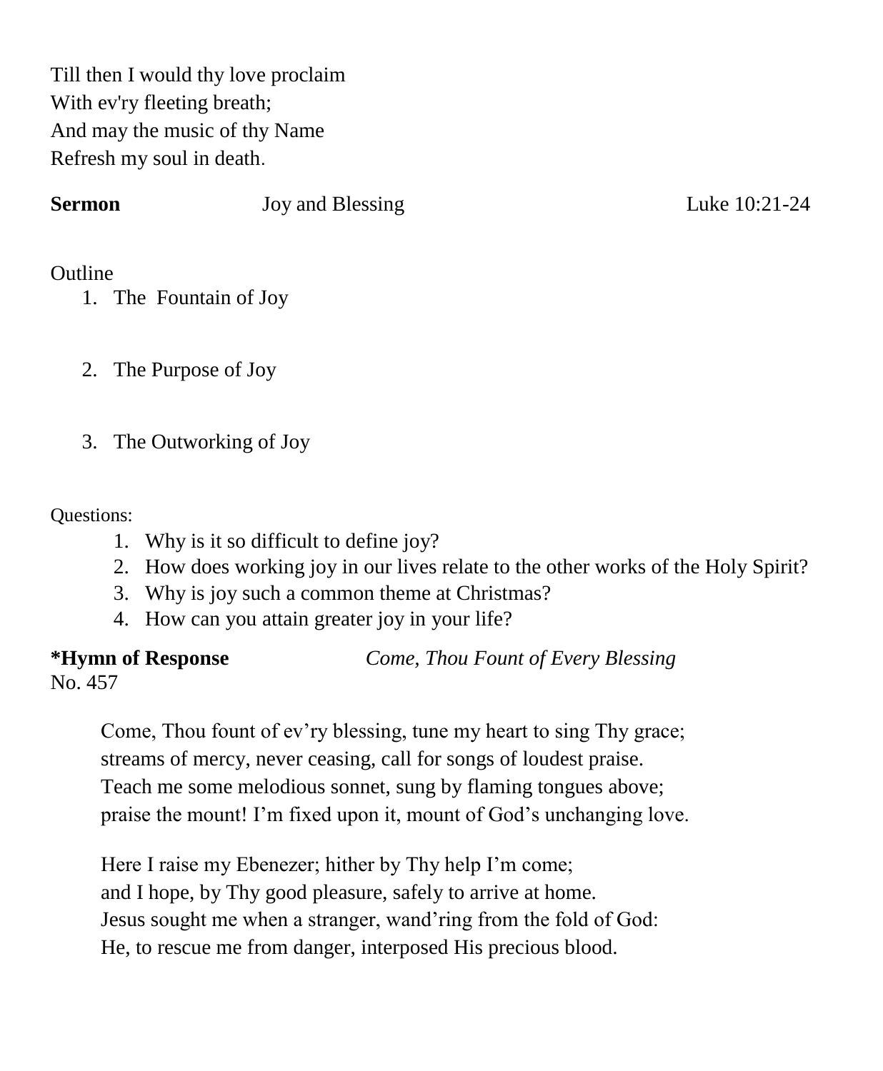Till then I would thy love proclaim
With ev'ry fleeting breath;
And may the music of thy Name
Refresh my soul in death.

**Sermon** Joy and Blessing Luke 10:21-24

Outline

1. The Fountain of Joy

2. The Purpose of Joy

3. The Outworking of Joy

Questions:

1. Why is it so difficult to define joy?
2. How does working joy in our lives relate to the other works of the Holy Spirit?
3. Why is joy such a common theme at Christmas?
4. How can you attain greater joy in your life?

**\*Hymn of Response** *Come, Thou Fount of Every Blessing*
No. 457

Come, Thou fount of ev'ry blessing, tune my heart to sing Thy grace;
streams of mercy, never ceasing, call for songs of loudest praise.
Teach me some melodious sonnet, sung by flaming tongues above;
praise the mount! I'm fixed upon it, mount of God's unchanging love.

Here I raise my Ebenezer; hither by Thy help I'm come;
and I hope, by Thy good pleasure, safely to arrive at home.
Jesus sought me when a stranger, wand'ring from the fold of God:
He, to rescue me from danger, interposed His precious blood.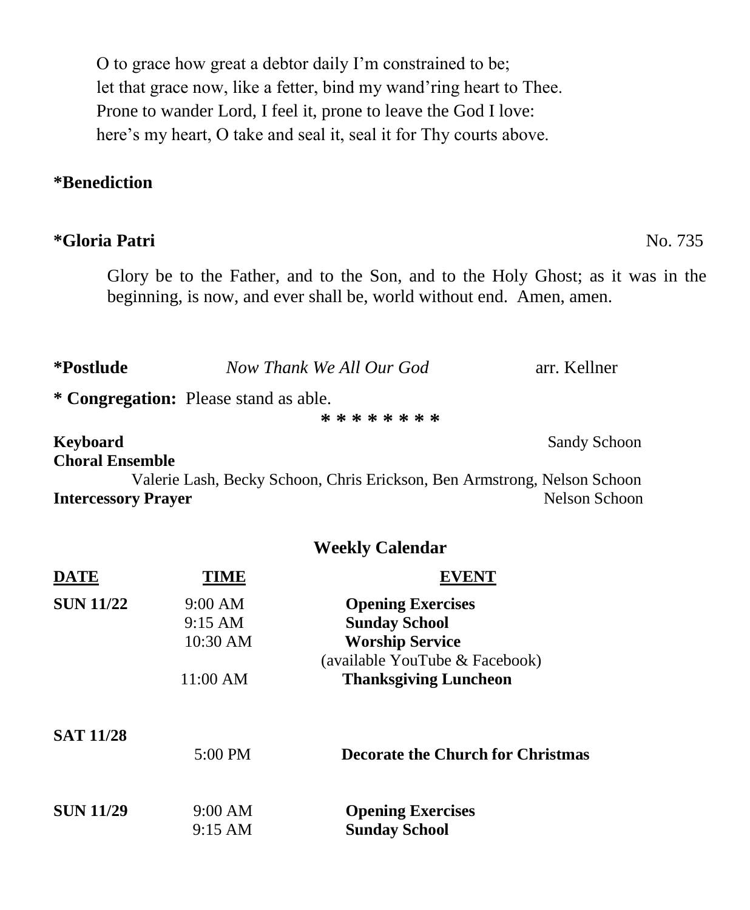O to grace how great a debtor daily I'm constrained to be;
let that grace now, like a fetter, bind my wand'ring heart to Thee.
Prone to wander Lord, I feel it, prone to leave the God I love:
here's my heart, O take and seal it, seal it for Thy courts above.

**\*Benediction**

**\*Gloria Patri** No. 735

Glory be to the Father, and to the Son, and to the Holy Ghost; as it was in the beginning, is now, and ever shall be, world without end. Amen, amen.

**\*Postlude** *Now Thank We All Our God* arr. Kellner

**\* Congregation:** Please stand as able.

\* \* \* \* \* \* \* \*

**Keyboard** Sandy Schoon

**Choral Ensemble**

Valerie Lash, Becky Schoon, Chris Erickson, Ben Armstrong, Nelson Schoon

**Intercessory Prayer** Nelson Schoon

## Weekly Calendar

| DATE | TIME | EVENT |
|---|---|---|
| **SUN 11/22** | 9:00 AM | **Opening Exercises** |
| | 9:15 AM | **Sunday School** |
| | 10:30 AM | **Worship Service** (available YouTube & Facebook) |
| | 11:00 AM | **Thanksgiving Luncheon** |
| **SAT 11/28** | 5:00 PM | **Decorate the Church for Christmas** |
| **SUN 11/29** | 9:00 AM | **Opening Exercises** |
| | 9:15 AM | **Sunday School** |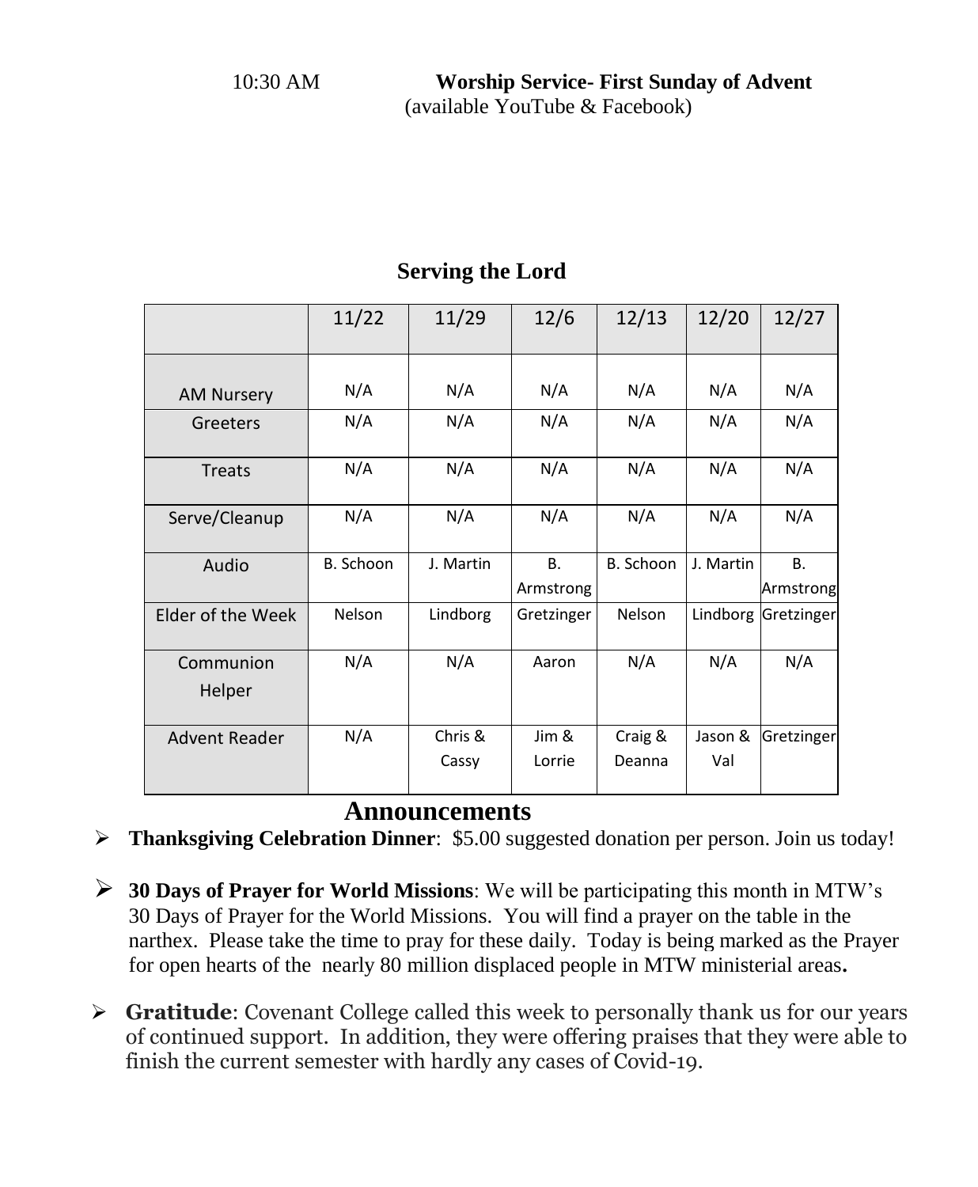10:30 AM **Worship Service- First Sunday of Advent**
(available YouTube & Facebook)

## Serving the Lord

| | 11/22 | 11/29 | 12/6 | 12/13 | 12/20 | 12/27 |
|---|---|---|---|---|---|---|
| AM Nursery | N/A | N/A | N/A | N/A | N/A | N/A |
| Greeters | N/A | N/A | N/A | N/A | N/A | N/A |
| Treats | N/A | N/A | N/A | N/A | N/A | N/A |
| Serve/Cleanup | N/A | N/A | N/A | N/A | N/A | N/A |
| Audio | B. Schoon | J. Martin | B. Armstrong | B. Schoon | J. Martin | B. Armstrong |
| Elder of the Week | Nelson | Lindborg | Gretzinger | Nelson | Lindborg | Gretzinger |
| Communion Helper | N/A | N/A | Aaron | N/A | N/A | N/A |
| Advent Reader | N/A | Chris & Cassy | Jim & Lorrie | Craig & Deanna | Jason & Val | Gretzinger |

## Announcements

- **Thanksgiving Celebration Dinner**: $5.00 suggested donation per person. Join us today!
- **30 Days of Prayer for World Missions**: We will be participating this month in MTW's 30 Days of Prayer for the World Missions. You will find a prayer on the table in the narthex. Please take the time to pray for these daily. Today is being marked as the Prayer for open hearts of the nearly 80 million displaced people in MTW ministerial areas**.**
- **Gratitude**: Covenant College called this week to personally thank us for our years of continued support. In addition, they were offering praises that they were able to finish the current semester with hardly any cases of Covid-19.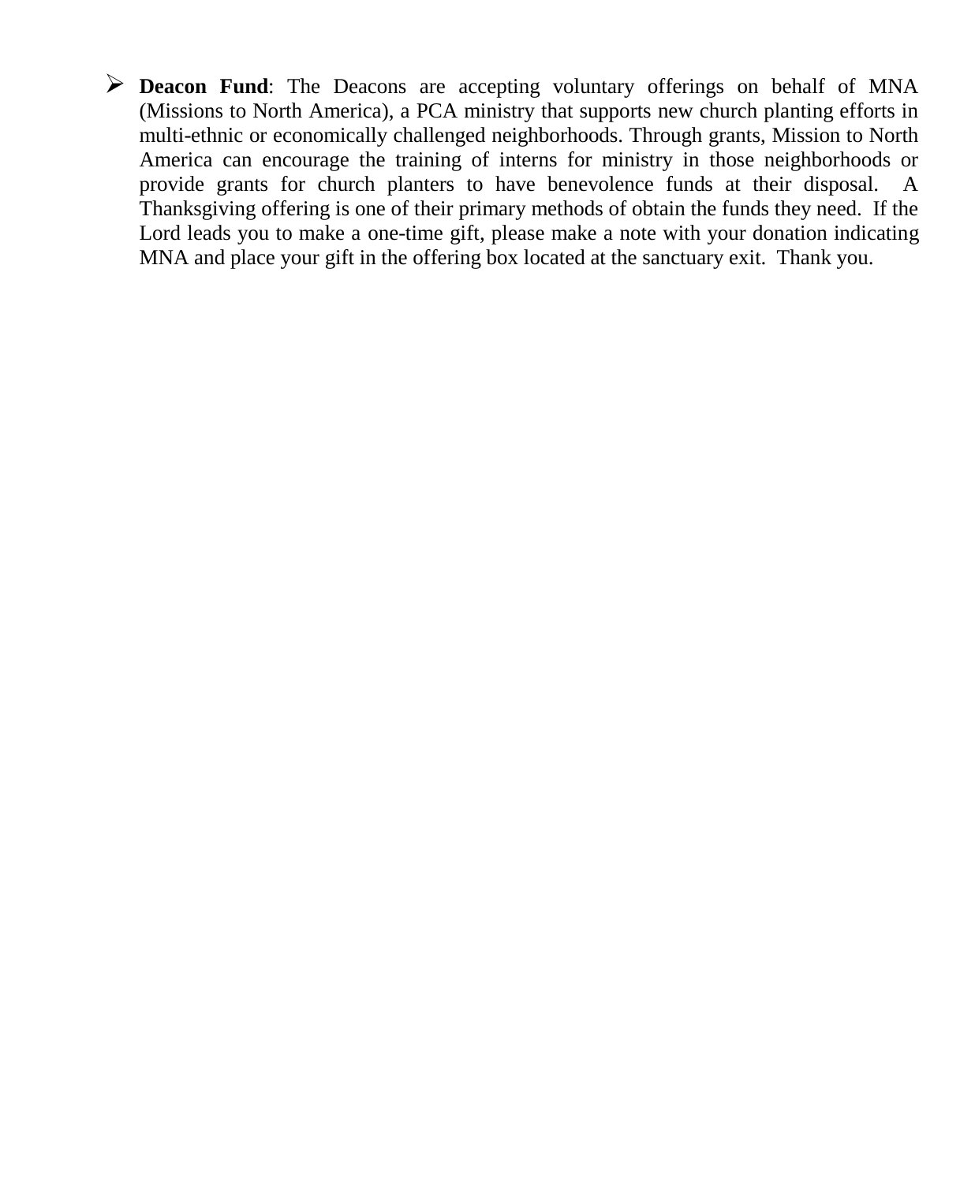- **Deacon Fund**: The Deacons are accepting voluntary offerings on behalf of MNA (Missions to North America), a PCA ministry that supports new church planting efforts in multi-ethnic or economically challenged neighborhoods. Through grants, Mission to North America can encourage the training of interns for ministry in those neighborhoods or provide grants for church planters to have benevolence funds at their disposal. A Thanksgiving offering is one of their primary methods of obtain the funds they need. If the Lord leads you to make a one-time gift, please make a note with your donation indicating MNA and place your gift in the offering box located at the sanctuary exit. Thank you.